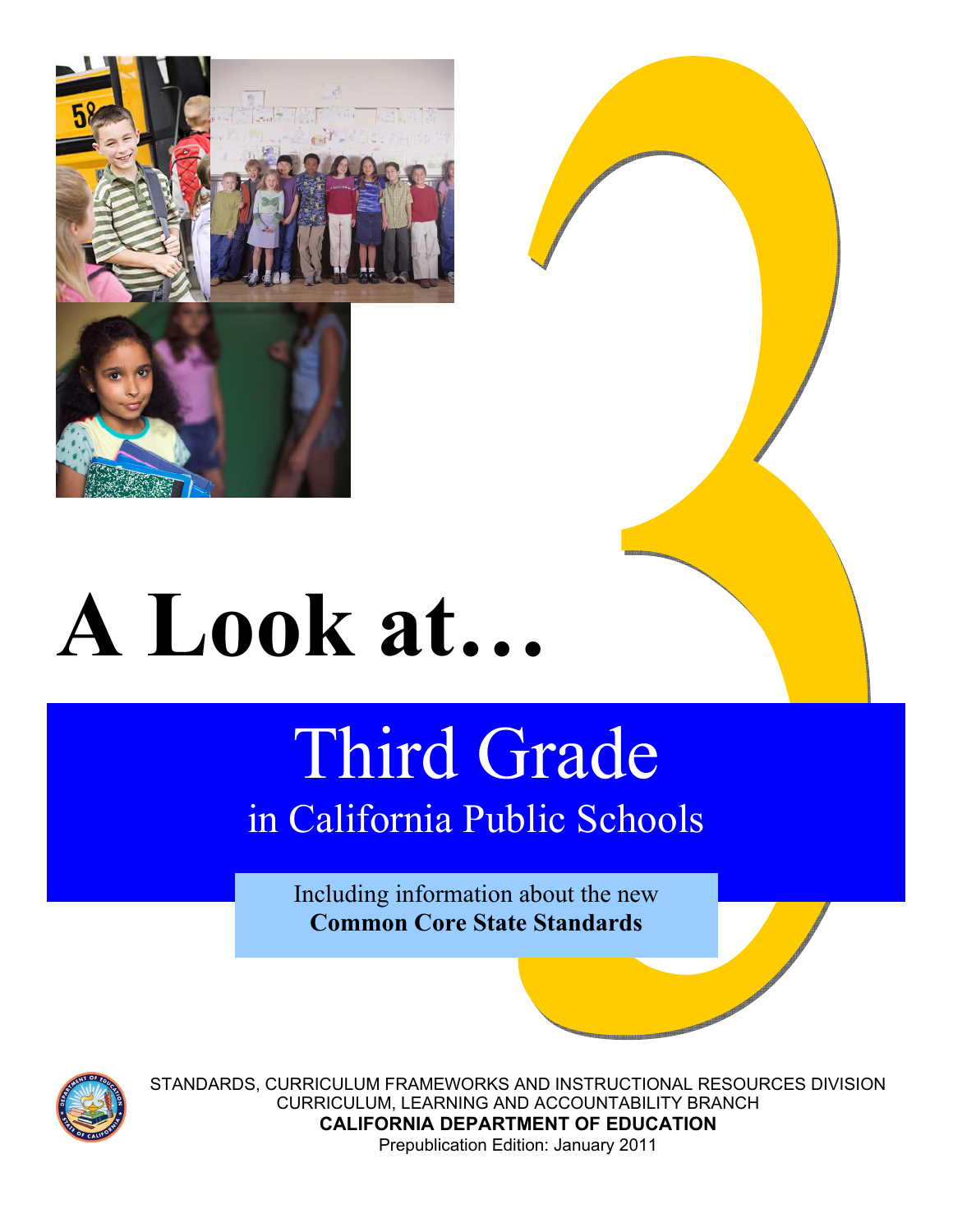# A Look at…

## Third Grade

### in California Public Schools

Including information about the new
**Common Core State Standards**

STANDARDS, CURRICULUM FRAMEWORKS AND INSTRUCTIONAL RESOURCES DIVISION
CURRICULUM, LEARNING AND ACCOUNTABILITY BRANCH
**CALIFORNIA DEPARTMENT OF EDUCATION**
Prepublication Edition: January 2011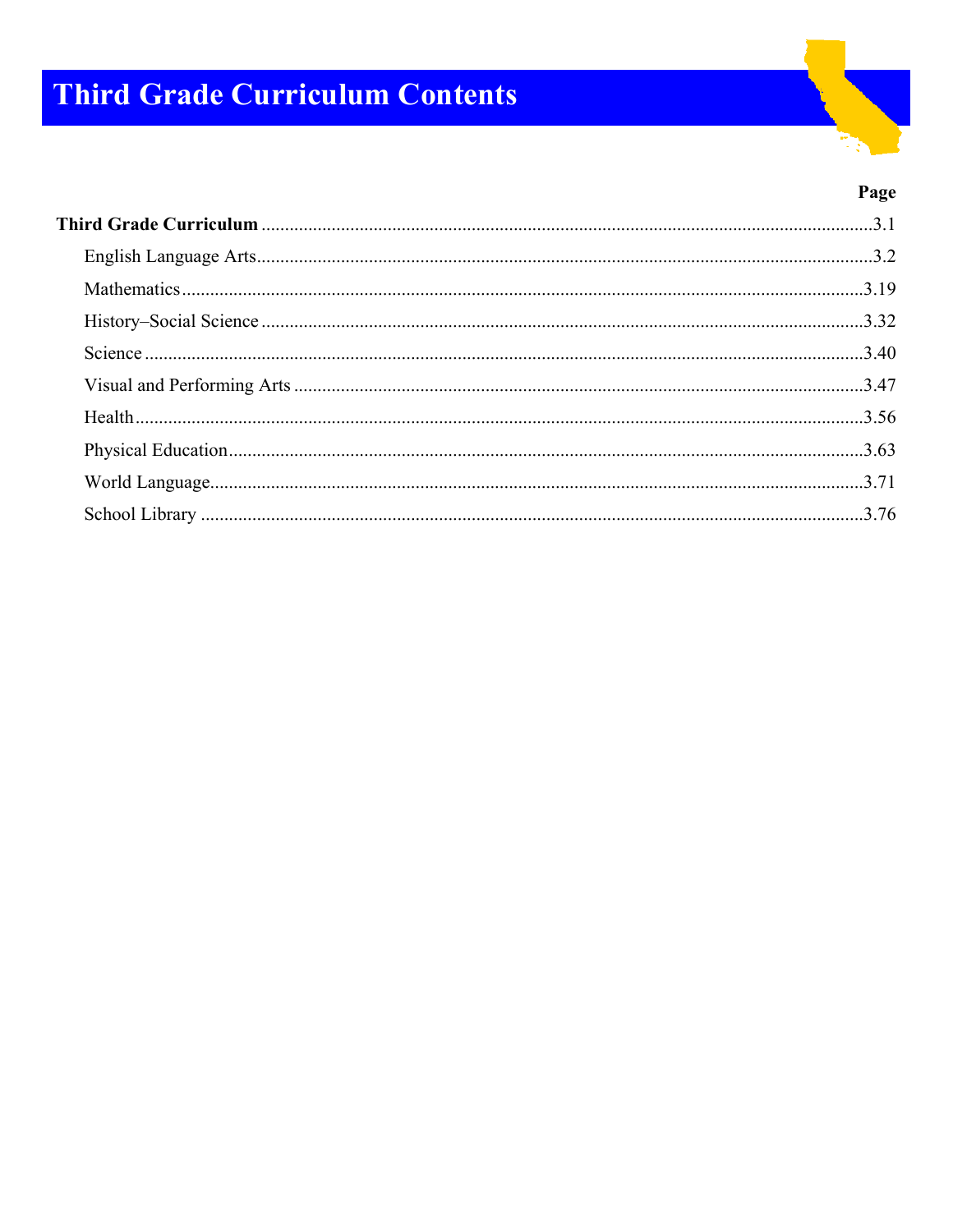# Third Grade Curriculum Contents

| | Page |
|---|---|
| **Third Grade Curriculum** | 3.1 |
| English Language Arts | 3.2 |
| Mathematics | 3.19 |
| History–Social Science | 3.32 |
| Science | 3.40 |
| Visual and Performing Arts | 3.47 |
| Health | 3.56 |
| Physical Education | 3.63 |
| World Language | 3.71 |
| School Library | 3.76 |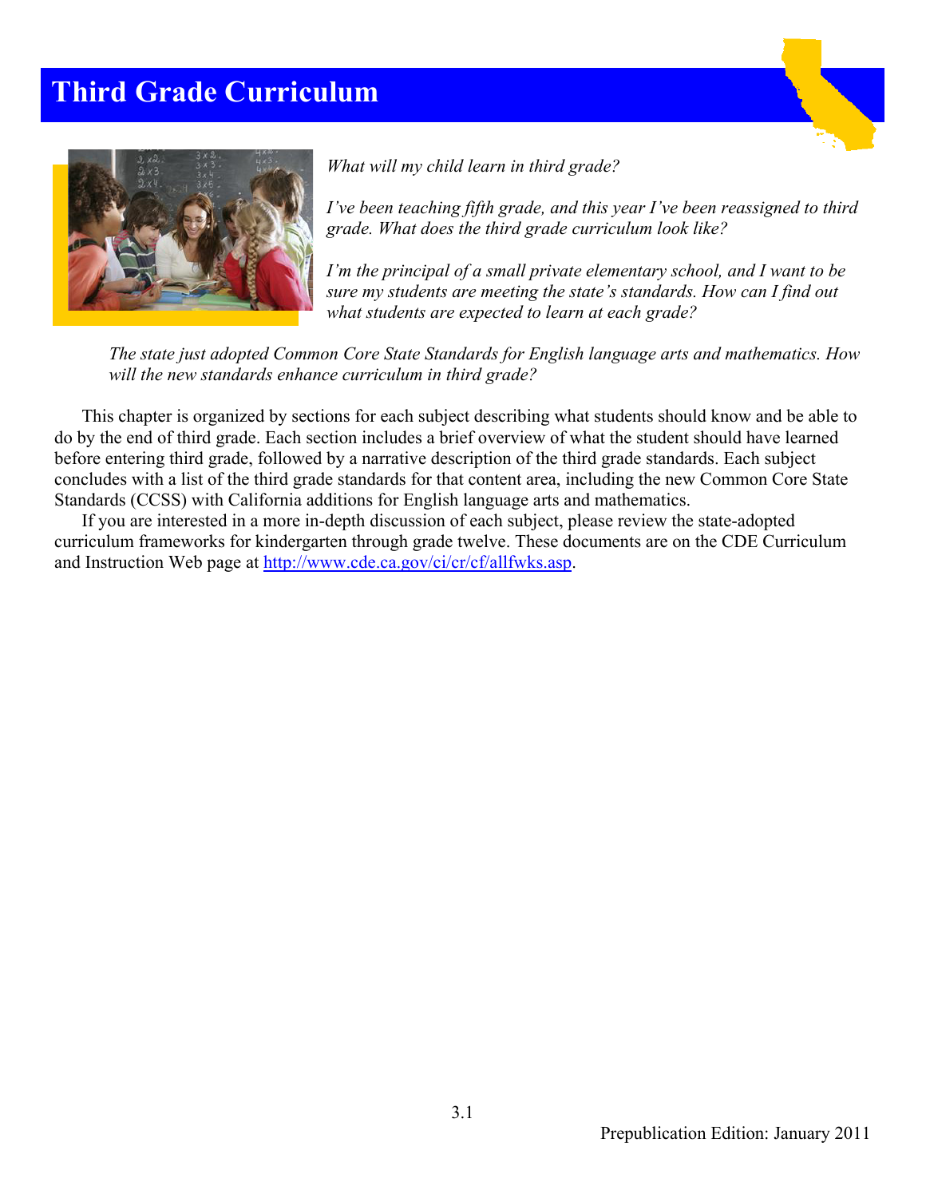# Third Grade Curriculum

*What will my child learn in third grade?*

*I've been teaching fifth grade, and this year I've been reassigned to third grade. What does the third grade curriculum look like?*

*I'm the principal of a small private elementary school, and I want to be sure my students are meeting the state's standards. How can I find out what students are expected to learn at each grade?*

*The state just adopted Common Core State Standards for English language arts and mathematics. How will the new standards enhance curriculum in third grade?*

This chapter is organized by sections for each subject describing what students should know and be able to do by the end of third grade. Each section includes a brief overview of what the student should have learned before entering third grade, followed by a narrative description of the third grade standards. Each subject concludes with a list of the third grade standards for that content area, including the new Common Core State Standards (CCSS) with California additions for English language arts and mathematics.

If you are interested in a more in-depth discussion of each subject, please review the state-adopted curriculum frameworks for kindergarten through grade twelve. These documents are on the CDE Curriculum and Instruction Web page at http://www.cde.ca.gov/ci/cr/cf/allfwks.asp.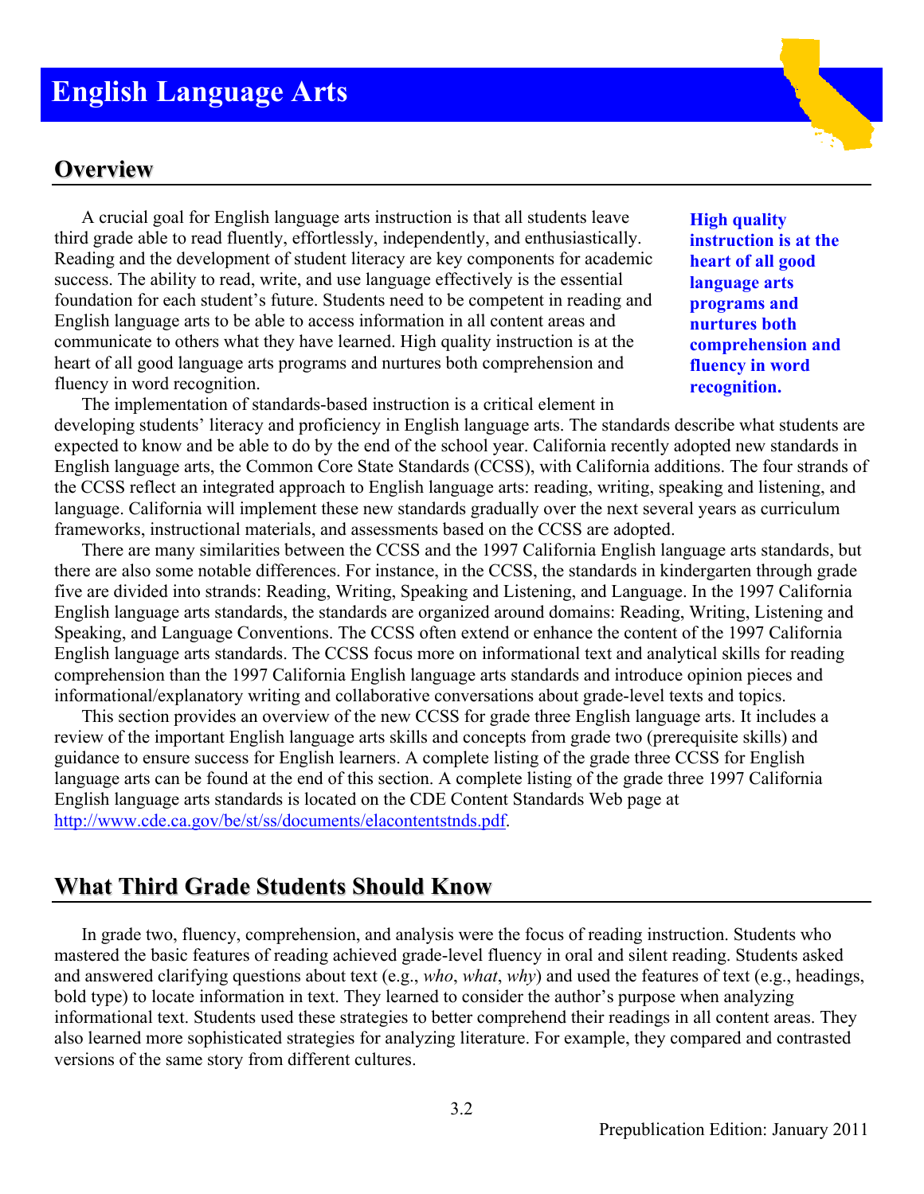# English Language Arts

## Overview

A crucial goal for English language arts instruction is that all students leave third grade able to read fluently, effortlessly, independently, and enthusiastically. Reading and the development of student literacy are key components for academic success. The ability to read, write, and use language effectively is the essential foundation for each student's future. Students need to be competent in reading and English language arts to be able to access information in all content areas and communicate to others what they have learned. High quality instruction is at the heart of all good language arts programs and nurtures both comprehension and fluency in word recognition.

**High quality instruction is at the heart of all good language arts programs and nurtures both comprehension and fluency in word recognition.**

The implementation of standards-based instruction is a critical element in developing students' literacy and proficiency in English language arts. The standards describe what students are expected to know and be able to do by the end of the school year. California recently adopted new standards in English language arts, the Common Core State Standards (CCSS), with California additions. The four strands of the CCSS reflect an integrated approach to English language arts: reading, writing, speaking and listening, and language. California will implement these new standards gradually over the next several years as curriculum frameworks, instructional materials, and assessments based on the CCSS are adopted.

There are many similarities between the CCSS and the 1997 California English language arts standards, but there are also some notable differences. For instance, in the CCSS, the standards in kindergarten through grade five are divided into strands: Reading, Writing, Speaking and Listening, and Language. In the 1997 California English language arts standards, the standards are organized around domains: Reading, Writing, Listening and Speaking, and Language Conventions. The CCSS often extend or enhance the content of the 1997 California English language arts standards. The CCSS focus more on informational text and analytical skills for reading comprehension than the 1997 California English language arts standards and introduce opinion pieces and informational/explanatory writing and collaborative conversations about grade-level texts and topics.

This section provides an overview of the new CCSS for grade three English language arts. It includes a review of the important English language arts skills and concepts from grade two (prerequisite skills) and guidance to ensure success for English learners. A complete listing of the grade three CCSS for English language arts can be found at the end of this section. A complete listing of the grade three 1997 California English language arts standards is located on the CDE Content Standards Web page at http://www.cde.ca.gov/be/st/ss/documents/elacontentstnds.pdf.

## What Third Grade Students Should Know

In grade two, fluency, comprehension, and analysis were the focus of reading instruction. Students who mastered the basic features of reading achieved grade-level fluency in oral and silent reading. Students asked and answered clarifying questions about text (e.g., *who*, *what*, *why*) and used the features of text (e.g., headings, bold type) to locate information in text. They learned to consider the author's purpose when analyzing informational text. Students used these strategies to better comprehend their readings in all content areas. They also learned more sophisticated strategies for analyzing literature. For example, they compared and contrasted versions of the same story from different cultures.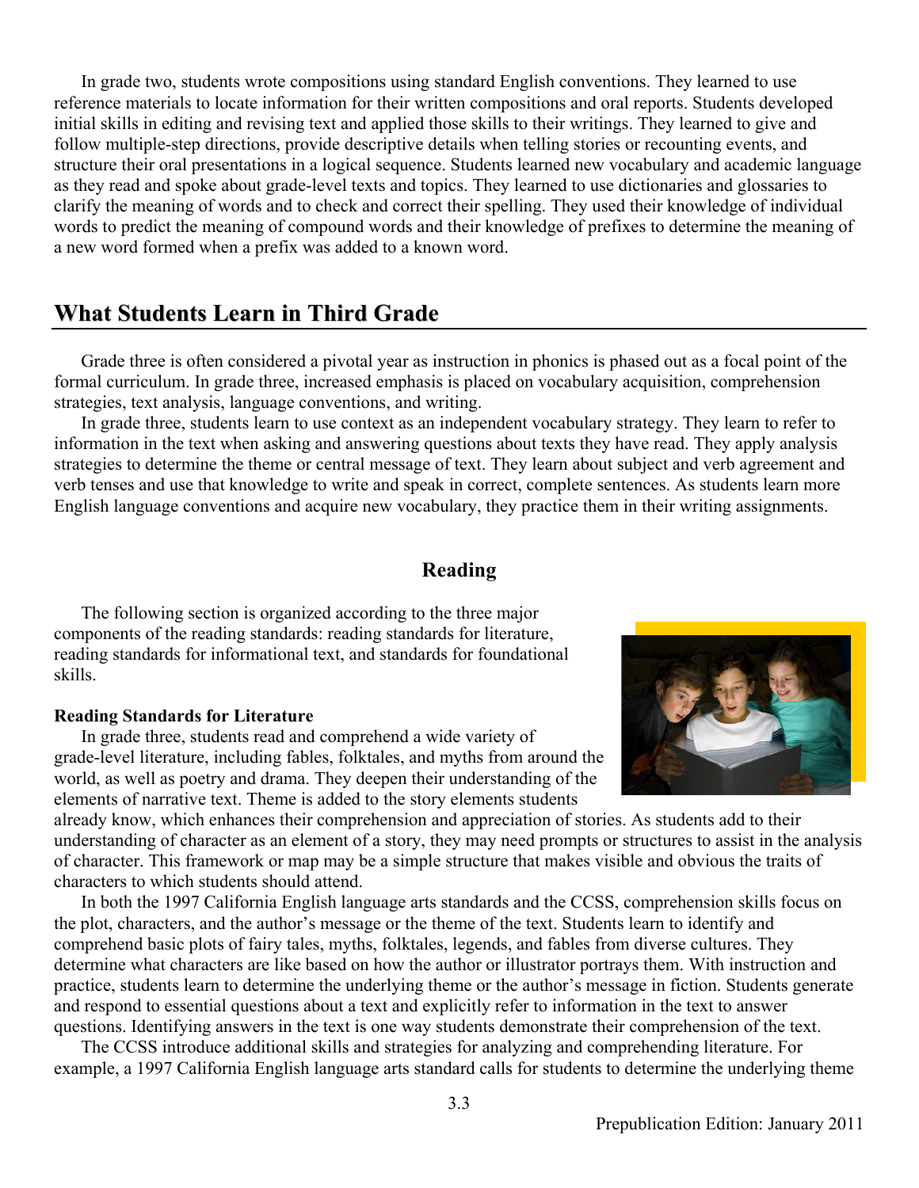In grade two, students wrote compositions using standard English conventions. They learned to use reference materials to locate information for their written compositions and oral reports. Students developed initial skills in editing and revising text and applied those skills to their writings. They learned to give and follow multiple-step directions, provide descriptive details when telling stories or recounting events, and structure their oral presentations in a logical sequence. Students learned new vocabulary and academic language as they read and spoke about grade-level texts and topics. They learned to use dictionaries and glossaries to clarify the meaning of words and to check and correct their spelling. They used their knowledge of individual words to predict the meaning of compound words and their knowledge of prefixes to determine the meaning of a new word formed when a prefix was added to a known word.

## What Students Learn in Third Grade

Grade three is often considered a pivotal year as instruction in phonics is phased out as a focal point of the formal curriculum. In grade three, increased emphasis is placed on vocabulary acquisition, comprehension strategies, text analysis, language conventions, and writing.

In grade three, students learn to use context as an independent vocabulary strategy. They learn to refer to information in the text when asking and answering questions about texts they have read. They apply analysis strategies to determine the theme or central message of text. They learn about subject and verb agreement and verb tenses and use that knowledge to write and speak in correct, complete sentences. As students learn more English language conventions and acquire new vocabulary, they practice them in their writing assignments.

### Reading

The following section is organized according to the three major components of the reading standards: reading standards for literature, reading standards for informational text, and standards for foundational skills.

**Reading Standards for Literature**

In grade three, students read and comprehend a wide variety of grade-level literature, including fables, folktales, and myths from around the world, as well as poetry and drama. They deepen their understanding of the elements of narrative text. Theme is added to the story elements students already know, which enhances their comprehension and appreciation of stories. As students add to their understanding of character as an element of a story, they may need prompts or structures to assist in the analysis of character. This framework or map may be a simple structure that makes visible and obvious the traits of characters to which students should attend.

In both the 1997 California English language arts standards and the CCSS, comprehension skills focus on the plot, characters, and the author's message or the theme of the text. Students learn to identify and comprehend basic plots of fairy tales, myths, folktales, legends, and fables from diverse cultures. They determine what characters are like based on how the author or illustrator portrays them. With instruction and practice, students learn to determine the underlying theme or the author's message in fiction. Students generate and respond to essential questions about a text and explicitly refer to information in the text to answer questions. Identifying answers in the text is one way students demonstrate their comprehension of the text.

The CCSS introduce additional skills and strategies for analyzing and comprehending literature. For example, a 1997 California English language arts standard calls for students to determine the underlying theme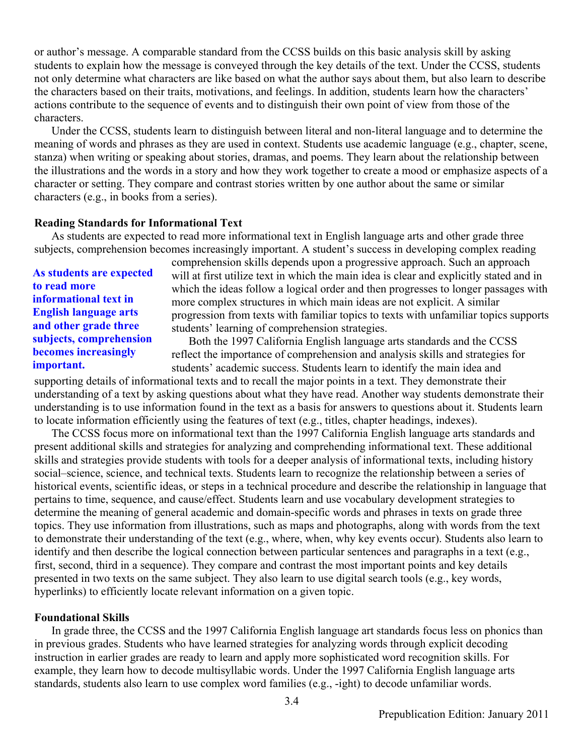or author's message. A comparable standard from the CCSS builds on this basic analysis skill by asking students to explain how the message is conveyed through the key details of the text. Under the CCSS, students not only determine what characters are like based on what the author says about them, but also learn to describe the characters based on their traits, motivations, and feelings. In addition, students learn how the characters' actions contribute to the sequence of events and to distinguish their own point of view from those of the characters.

Under the CCSS, students learn to distinguish between literal and non-literal language and to determine the meaning of words and phrases as they are used in context. Students use academic language (e.g., chapter, scene, stanza) when writing or speaking about stories, dramas, and poems. They learn about the relationship between the illustrations and the words in a story and how they work together to create a mood or emphasize aspects of a character or setting. They compare and contrast stories written by one author about the same or similar characters (e.g., in books from a series).

**Reading Standards for Informational Text**

As students are expected to read more informational text in English language arts and other grade three subjects, comprehension becomes increasingly important. A student's success in developing complex reading comprehension skills depends upon a progressive approach. Such an approach will at first utilize text in which the main idea is clear and explicitly stated and in which the ideas follow a logical order and then progresses to longer passages with more complex structures in which main ideas are not explicit. A similar progression from texts with familiar topics to texts with unfamiliar topics supports students' learning of comprehension strategies.

**As students are expected to read more informational text in English language arts and other grade three subjects, comprehension becomes increasingly important.**

Both the 1997 California English language arts standards and the CCSS reflect the importance of comprehension and analysis skills and strategies for students' academic success. Students learn to identify the main idea and supporting details of informational texts and to recall the major points in a text. They demonstrate their understanding of a text by asking questions about what they have read. Another way students demonstrate their understanding is to use information found in the text as a basis for answers to questions about it. Students learn to locate information efficiently using the features of text (e.g., titles, chapter headings, indexes).

The CCSS focus more on informational text than the 1997 California English language arts standards and present additional skills and strategies for analyzing and comprehending informational text. These additional skills and strategies provide students with tools for a deeper analysis of informational texts, including history social–science, science, and technical texts. Students learn to recognize the relationship between a series of historical events, scientific ideas, or steps in a technical procedure and describe the relationship in language that pertains to time, sequence, and cause/effect. Students learn and use vocabulary development strategies to determine the meaning of general academic and domain-specific words and phrases in texts on grade three topics. They use information from illustrations, such as maps and photographs, along with words from the text to demonstrate their understanding of the text (e.g., where, when, why key events occur). Students also learn to identify and then describe the logical connection between particular sentences and paragraphs in a text (e.g., first, second, third in a sequence). They compare and contrast the most important points and key details presented in two texts on the same subject. They also learn to use digital search tools (e.g., key words, hyperlinks) to efficiently locate relevant information on a given topic.

**Foundational Skills**

In grade three, the CCSS and the 1997 California English language art standards focus less on phonics than in previous grades. Students who have learned strategies for analyzing words through explicit decoding instruction in earlier grades are ready to learn and apply more sophisticated word recognition skills. For example, they learn how to decode multisyllabic words. Under the 1997 California English language arts standards, students also learn to use complex word families (e.g., -ight) to decode unfamiliar words.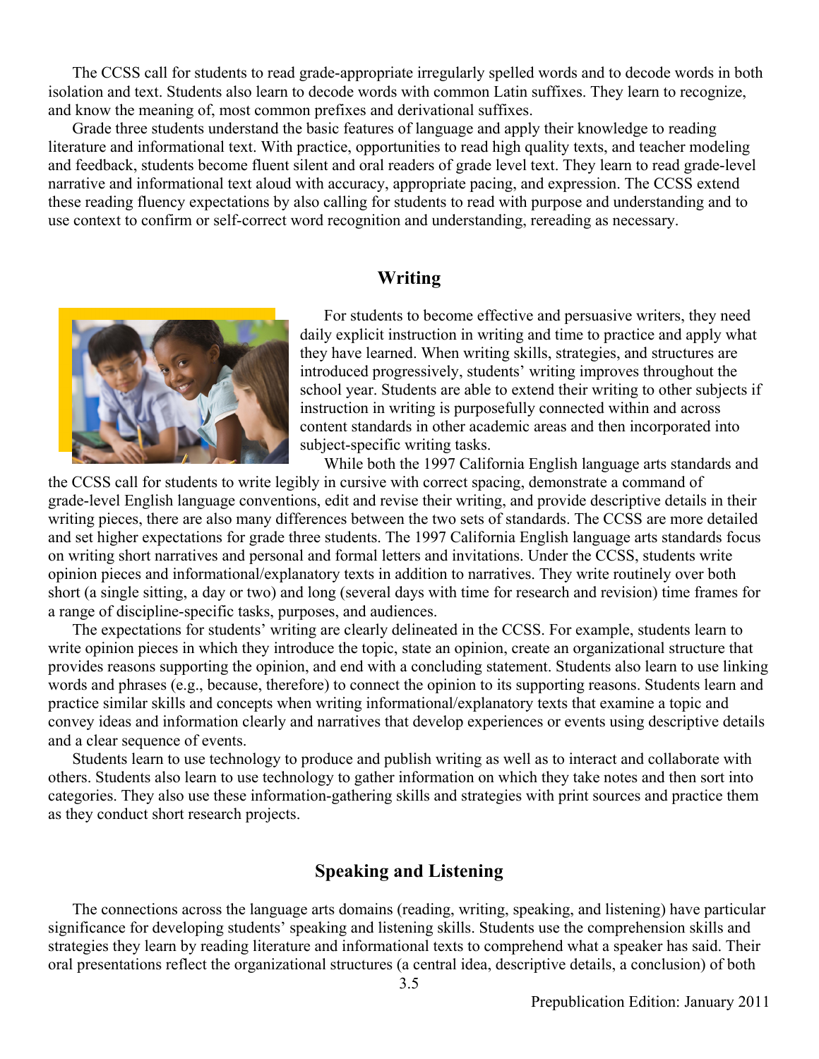The CCSS call for students to read grade-appropriate irregularly spelled words and to decode words in both isolation and text. Students also learn to decode words with common Latin suffixes. They learn to recognize, and know the meaning of, most common prefixes and derivational suffixes.

Grade three students understand the basic features of language and apply their knowledge to reading literature and informational text. With practice, opportunities to read high quality texts, and teacher modeling and feedback, students become fluent silent and oral readers of grade level text. They learn to read grade-level narrative and informational text aloud with accuracy, appropriate pacing, and expression. The CCSS extend these reading fluency expectations by also calling for students to read with purpose and understanding and to use context to confirm or self-correct word recognition and understanding, rereading as necessary.

## Writing

For students to become effective and persuasive writers, they need daily explicit instruction in writing and time to practice and apply what they have learned. When writing skills, strategies, and structures are introduced progressively, students' writing improves throughout the school year. Students are able to extend their writing to other subjects if instruction in writing is purposefully connected within and across content standards in other academic areas and then incorporated into subject-specific writing tasks.

While both the 1997 California English language arts standards and the CCSS call for students to write legibly in cursive with correct spacing, demonstrate a command of grade-level English language conventions, edit and revise their writing, and provide descriptive details in their writing pieces, there are also many differences between the two sets of standards. The CCSS are more detailed and set higher expectations for grade three students. The 1997 California English language arts standards focus on writing short narratives and personal and formal letters and invitations. Under the CCSS, students write opinion pieces and informational/explanatory texts in addition to narratives. They write routinely over both short (a single sitting, a day or two) and long (several days with time for research and revision) time frames for a range of discipline-specific tasks, purposes, and audiences.

The expectations for students' writing are clearly delineated in the CCSS. For example, students learn to write opinion pieces in which they introduce the topic, state an opinion, create an organizational structure that provides reasons supporting the opinion, and end with a concluding statement. Students also learn to use linking words and phrases (e.g., because, therefore) to connect the opinion to its supporting reasons. Students learn and practice similar skills and concepts when writing informational/explanatory texts that examine a topic and convey ideas and information clearly and narratives that develop experiences or events using descriptive details and a clear sequence of events.

Students learn to use technology to produce and publish writing as well as to interact and collaborate with others. Students also learn to use technology to gather information on which they take notes and then sort into categories. They also use these information-gathering skills and strategies with print sources and practice them as they conduct short research projects.

## Speaking and Listening

The connections across the language arts domains (reading, writing, speaking, and listening) have particular significance for developing students' speaking and listening skills. Students use the comprehension skills and strategies they learn by reading literature and informational texts to comprehend what a speaker has said. Their oral presentations reflect the organizational structures (a central idea, descriptive details, a conclusion) of both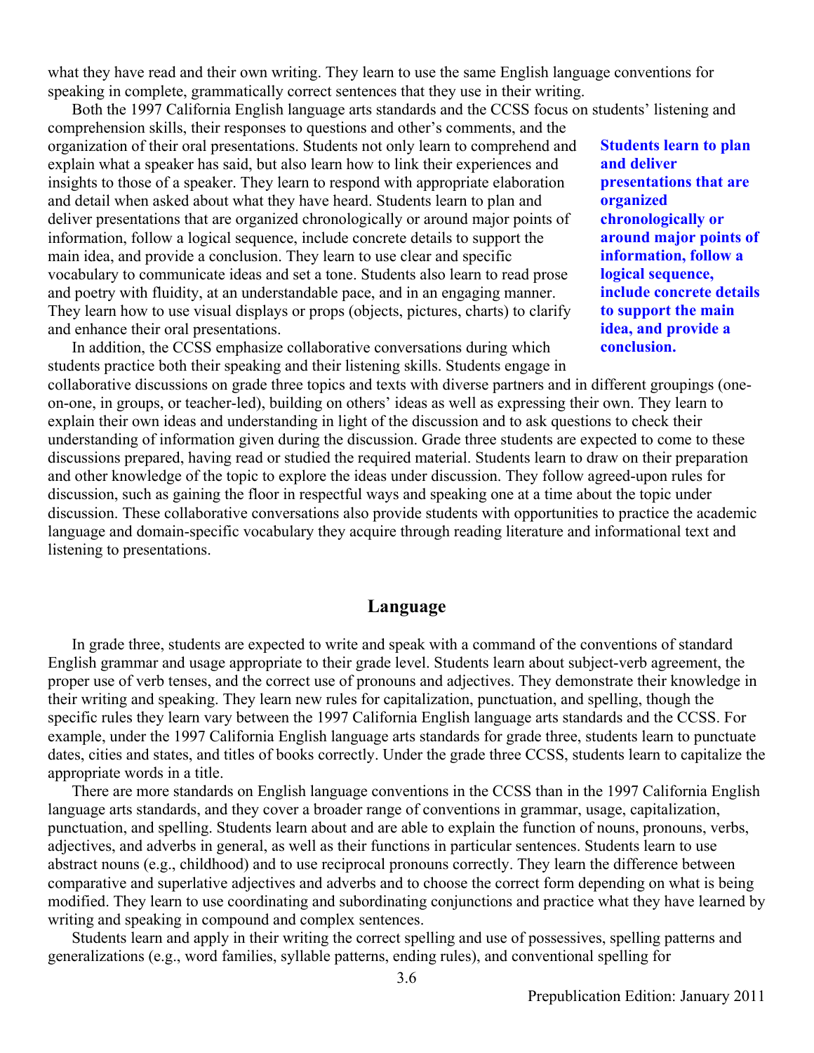what they have read and their own writing. They learn to use the same English language conventions for speaking in complete, grammatically correct sentences that they use in their writing.

Both the 1997 California English language arts standards and the CCSS focus on students' listening and comprehension skills, their responses to questions and other's comments, and the organization of their oral presentations. Students not only learn to comprehend and explain what a speaker has said, but also learn how to link their experiences and insights to those of a speaker. They learn to respond with appropriate elaboration and detail when asked about what they have heard. Students learn to plan and deliver presentations that are organized chronologically or around major points of information, follow a logical sequence, include concrete details to support the main idea, and provide a conclusion. They learn to use clear and specific vocabulary to communicate ideas and set a tone. Students also learn to read prose and poetry with fluidity, at an understandable pace, and in an engaging manner. They learn how to use visual displays or props (objects, pictures, charts) to clarify and enhance their oral presentations.

**Students learn to plan and deliver presentations that are organized chronologically or around major points of information, follow a logical sequence, include concrete details to support the main idea, and provide a conclusion.**

In addition, the CCSS emphasize collaborative conversations during which students practice both their speaking and their listening skills. Students engage in collaborative discussions on grade three topics and texts with diverse partners and in different groupings (one-on-one, in groups, or teacher-led), building on others' ideas as well as expressing their own. They learn to explain their own ideas and understanding in light of the discussion and to ask questions to check their understanding of information given during the discussion. Grade three students are expected to come to these discussions prepared, having read or studied the required material. Students learn to draw on their preparation and other knowledge of the topic to explore the ideas under discussion. They follow agreed-upon rules for discussion, such as gaining the floor in respectful ways and speaking one at a time about the topic under discussion. These collaborative conversations also provide students with opportunities to practice the academic language and domain-specific vocabulary they acquire through reading literature and informational text and listening to presentations.

## Language

In grade three, students are expected to write and speak with a command of the conventions of standard English grammar and usage appropriate to their grade level. Students learn about subject-verb agreement, the proper use of verb tenses, and the correct use of pronouns and adjectives. They demonstrate their knowledge in their writing and speaking. They learn new rules for capitalization, punctuation, and spelling, though the specific rules they learn vary between the 1997 California English language arts standards and the CCSS. For example, under the 1997 California English language arts standards for grade three, students learn to punctuate dates, cities and states, and titles of books correctly. Under the grade three CCSS, students learn to capitalize the appropriate words in a title.

There are more standards on English language conventions in the CCSS than in the 1997 California English language arts standards, and they cover a broader range of conventions in grammar, usage, capitalization, punctuation, and spelling. Students learn about and are able to explain the function of nouns, pronouns, verbs, adjectives, and adverbs in general, as well as their functions in particular sentences. Students learn to use abstract nouns (e.g., childhood) and to use reciprocal pronouns correctly. They learn the difference between comparative and superlative adjectives and adverbs and to choose the correct form depending on what is being modified. They learn to use coordinating and subordinating conjunctions and practice what they have learned by writing and speaking in compound and complex sentences.

Students learn and apply in their writing the correct spelling and use of possessives, spelling patterns and generalizations (e.g., word families, syllable patterns, ending rules), and conventional spelling for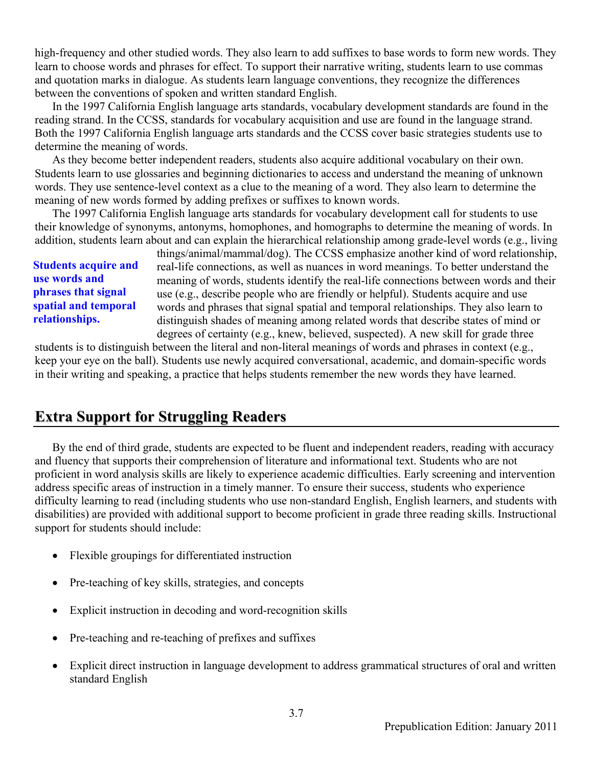high-frequency and other studied words. They also learn to add suffixes to base words to form new words. They learn to choose words and phrases for effect. To support their narrative writing, students learn to use commas and quotation marks in dialogue. As students learn language conventions, they recognize the differences between the conventions of spoken and written standard English.

In the 1997 California English language arts standards, vocabulary development standards are found in the reading strand. In the CCSS, standards for vocabulary acquisition and use are found in the language strand. Both the 1997 California English language arts standards and the CCSS cover basic strategies students use to determine the meaning of words.

As they become better independent readers, students also acquire additional vocabulary on their own. Students learn to use glossaries and beginning dictionaries to access and understand the meaning of unknown words. They use sentence-level context as a clue to the meaning of a word. They also learn to determine the meaning of new words formed by adding prefixes or suffixes to known words.

The 1997 California English language arts standards for vocabulary development call for students to use their knowledge of synonyms, antonyms, homophones, and homographs to determine the meaning of words. In addition, students learn about and can explain the hierarchical relationship among grade-level words (e.g., living things/animal/mammal/dog). The CCSS emphasize another kind of word relationship, real-life connections, as well as nuances in word meanings. To better understand the meaning of words, students identify the real-life connections between words and their use (e.g., describe people who are friendly or helpful). Students acquire and use words and phrases that signal spatial and temporal relationships. They also learn to distinguish shades of meaning among related words that describe states of mind or degrees of certainty (e.g., knew, believed, suspected). A new skill for grade three students is to distinguish between the literal and non-literal meanings of words and phrases in context (e.g., keep your eye on the ball). Students use newly acquired conversational, academic, and domain-specific words in their writing and speaking, a practice that helps students remember the new words they have learned.

**Students acquire and use words and phrases that signal spatial and temporal relationships.**

## Extra Support for Struggling Readers

By the end of third grade, students are expected to be fluent and independent readers, reading with accuracy and fluency that supports their comprehension of literature and informational text. Students who are not proficient in word analysis skills are likely to experience academic difficulties. Early screening and intervention address specific areas of instruction in a timely manner. To ensure their success, students who experience difficulty learning to read (including students who use non-standard English, English learners, and students with disabilities) are provided with additional support to become proficient in grade three reading skills. Instructional support for students should include:

- Flexible groupings for differentiated instruction
- Pre-teaching of key skills, strategies, and concepts
- Explicit instruction in decoding and word-recognition skills
- Pre-teaching and re-teaching of prefixes and suffixes
- Explicit direct instruction in language development to address grammatical structures of oral and written standard English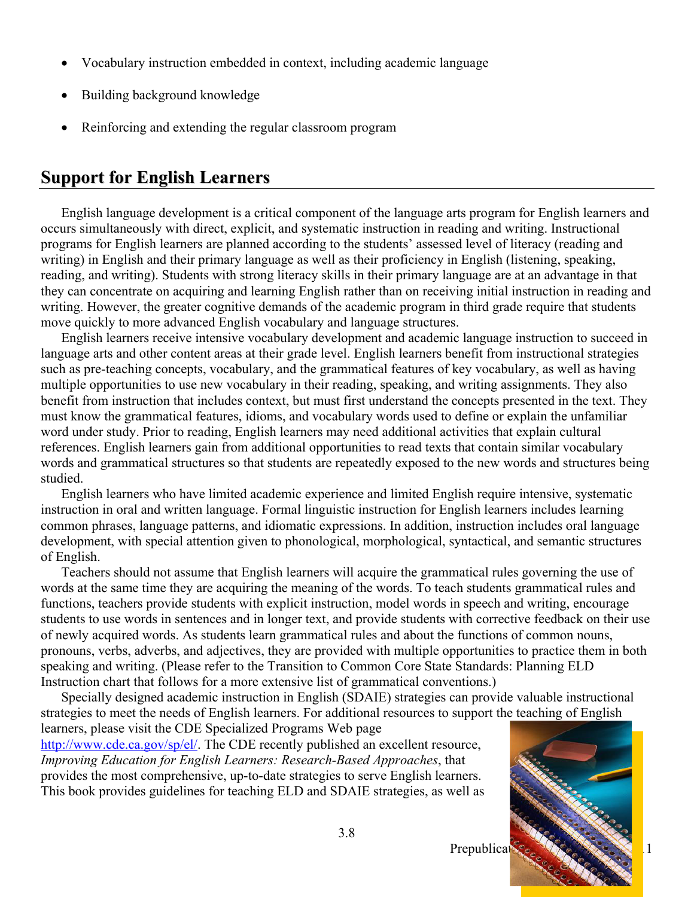- Vocabulary instruction embedded in context, including academic language
- Building background knowledge
- Reinforcing and extending the regular classroom program

## Support for English Learners

English language development is a critical component of the language arts program for English learners and occurs simultaneously with direct, explicit, and systematic instruction in reading and writing. Instructional programs for English learners are planned according to the students' assessed level of literacy (reading and writing) in English and their primary language as well as their proficiency in English (listening, speaking, reading, and writing). Students with strong literacy skills in their primary language are at an advantage in that they can concentrate on acquiring and learning English rather than on receiving initial instruction in reading and writing. However, the greater cognitive demands of the academic program in third grade require that students move quickly to more advanced English vocabulary and language structures.

English learners receive intensive vocabulary development and academic language instruction to succeed in language arts and other content areas at their grade level. English learners benefit from instructional strategies such as pre-teaching concepts, vocabulary, and the grammatical features of key vocabulary, as well as having multiple opportunities to use new vocabulary in their reading, speaking, and writing assignments. They also benefit from instruction that includes context, but must first understand the concepts presented in the text. They must know the grammatical features, idioms, and vocabulary words used to define or explain the unfamiliar word under study. Prior to reading, English learners may need additional activities that explain cultural references. English learners gain from additional opportunities to read texts that contain similar vocabulary words and grammatical structures so that students are repeatedly exposed to the new words and structures being studied.

English learners who have limited academic experience and limited English require intensive, systematic instruction in oral and written language. Formal linguistic instruction for English learners includes learning common phrases, language patterns, and idiomatic expressions. In addition, instruction includes oral language development, with special attention given to phonological, morphological, syntactical, and semantic structures of English.

Teachers should not assume that English learners will acquire the grammatical rules governing the use of words at the same time they are acquiring the meaning of the words. To teach students grammatical rules and functions, teachers provide students with explicit instruction, model words in speech and writing, encourage students to use words in sentences and in longer text, and provide students with corrective feedback on their use of newly acquired words. As students learn grammatical rules and about the functions of common nouns, pronouns, verbs, adverbs, and adjectives, they are provided with multiple opportunities to practice them in both speaking and writing. (Please refer to the Transition to Common Core State Standards: Planning ELD Instruction chart that follows for a more extensive list of grammatical conventions.)

Specially designed academic instruction in English (SDAIE) strategies can provide valuable instructional strategies to meet the needs of English learners. For additional resources to support the teaching of English learners, please visit the CDE Specialized Programs Web page http://www.cde.ca.gov/sp/el/. The CDE recently published an excellent resource, *Improving Education for English Learners: Research-Based Approaches*, that provides the most comprehensive, up-to-date strategies to serve English learners. This book provides guidelines for teaching ELD and SDAIE strategies, as well as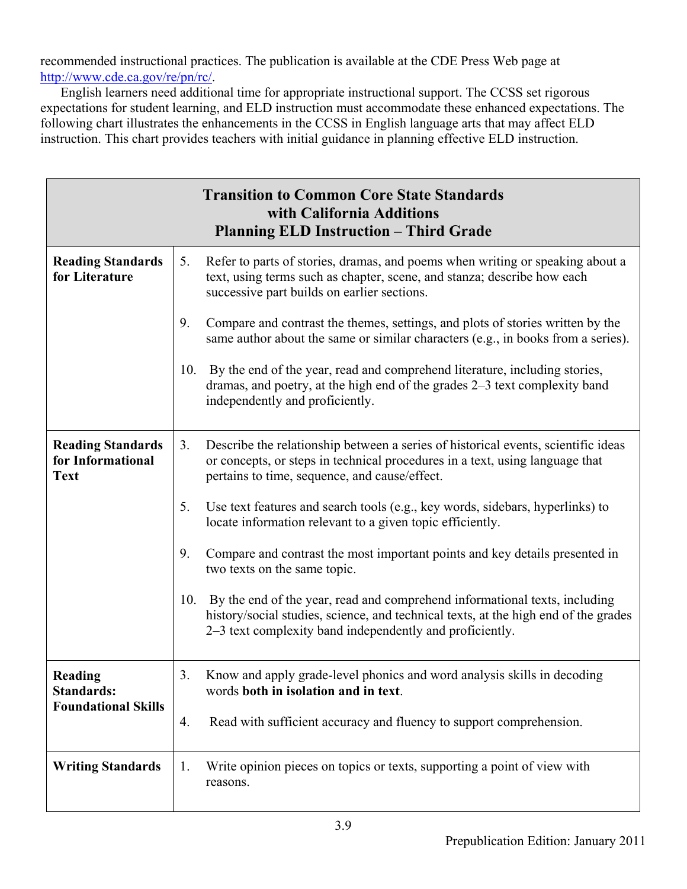recommended instructional practices. The publication is available at the CDE Press Web page at http://www.cde.ca.gov/re/pn/rc/.

English learners need additional time for appropriate instructional support. The CCSS set rigorous expectations for student learning, and ELD instruction must accommodate these enhanced expectations. The following chart illustrates the enhancements in the CCSS in English language arts that may affect ELD instruction. This chart provides teachers with initial guidance in planning effective ELD instruction.

| **Transition to Common Core State Standards with California Additions Planning ELD Instruction – Third Grade** | |
|---|---|
| **Reading Standards for Literature** | 5. Refer to parts of stories, dramas, and poems when writing or speaking about a text, using terms such as chapter, scene, and stanza; describe how each successive part builds on earlier sections.<br><br>9. Compare and contrast the themes, settings, and plots of stories written by the same author about the same or similar characters (e.g., in books from a series).<br><br>10. By the end of the year, read and comprehend literature, including stories, dramas, and poetry, at the high end of the grades 2–3 text complexity band independently and proficiently. |
| **Reading Standards for Informational Text** | 3. Describe the relationship between a series of historical events, scientific ideas or concepts, or steps in technical procedures in a text, using language that pertains to time, sequence, and cause/effect.<br><br>5. Use text features and search tools (e.g., key words, sidebars, hyperlinks) to locate information relevant to a given topic efficiently.<br><br>9. Compare and contrast the most important points and key details presented in two texts on the same topic.<br><br>10. By the end of the year, read and comprehend informational texts, including history/social studies, science, and technical texts, at the high end of the grades 2–3 text complexity band independently and proficiently. |
| **Reading Standards: Foundational Skills** | 3. Know and apply grade-level phonics and word analysis skills in decoding words **both in isolation and in text**.<br><br>4. Read with sufficient accuracy and fluency to support comprehension. |
| **Writing Standards** | 1. Write opinion pieces on topics or texts, supporting a point of view with reasons. |

Prepublication Edition: January 2011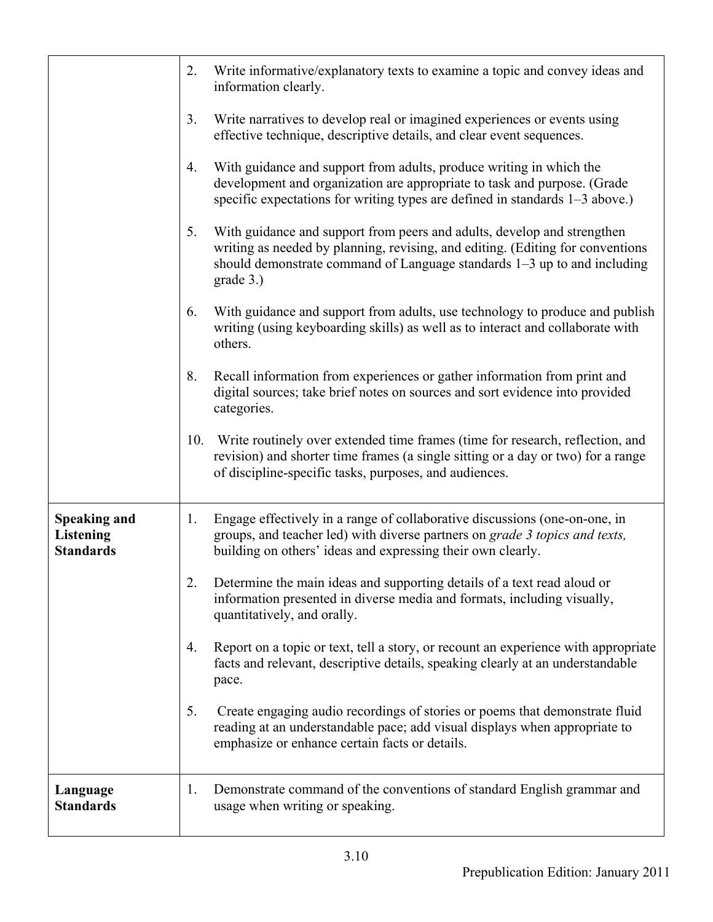| | |
|---|---|
| | 2. Write informative/explanatory texts to examine a topic and convey ideas and information clearly.<br><br>3. Write narratives to develop real or imagined experiences or events using effective technique, descriptive details, and clear event sequences.<br><br>4. With guidance and support from adults, produce writing in which the development and organization are appropriate to task and purpose. (Grade specific expectations for writing types are defined in standards 1–3 above.)<br><br>5. With guidance and support from peers and adults, develop and strengthen writing as needed by planning, revising, and editing. (Editing for conventions should demonstrate command of Language standards 1–3 up to and including grade 3.)<br><br>6. With guidance and support from adults, use technology to produce and publish writing (using keyboarding skills) as well as to interact and collaborate with others.<br><br>8. Recall information from experiences or gather information from print and digital sources; take brief notes on sources and sort evidence into provided categories.<br><br>10. Write routinely over extended time frames (time for research, reflection, and revision) and shorter time frames (a single sitting or a day or two) for a range of discipline-specific tasks, purposes, and audiences. |
| **Speaking and Listening Standards** | 1. Engage effectively in a range of collaborative discussions (one-on-one, in groups, and teacher led) with diverse partners on *grade 3 topics and texts,* building on others' ideas and expressing their own clearly.<br><br>2. Determine the main ideas and supporting details of a text read aloud or information presented in diverse media and formats, including visually, quantitatively, and orally.<br><br>4. Report on a topic or text, tell a story, or recount an experience with appropriate facts and relevant, descriptive details, speaking clearly at an understandable pace.<br><br>5. Create engaging audio recordings of stories or poems that demonstrate fluid reading at an understandable pace; add visual displays when appropriate to emphasize or enhance certain facts or details. |
| **Language Standards** | 1. Demonstrate command of the conventions of standard English grammar and usage when writing or speaking. |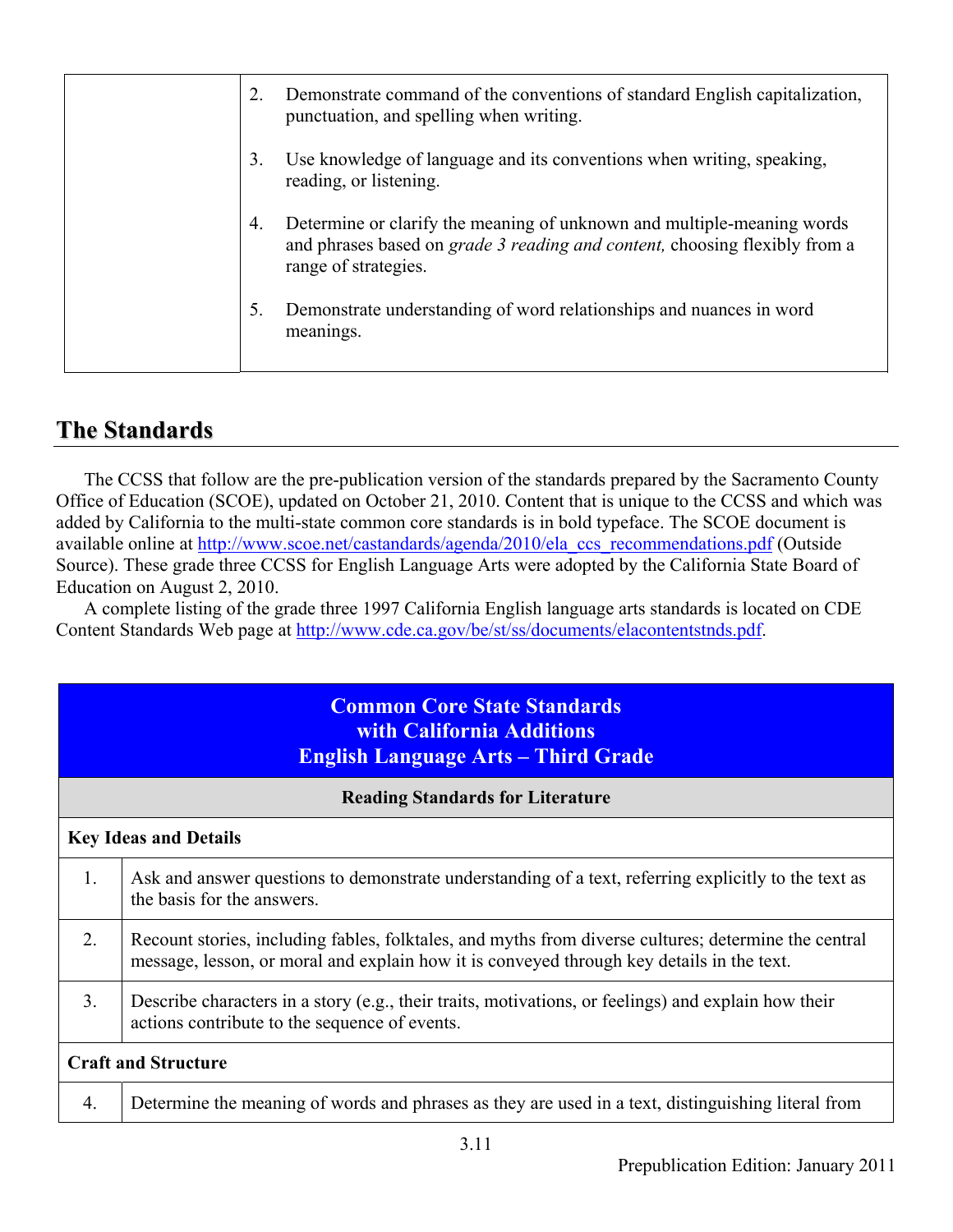| | |
|---|---|
| | 2. Demonstrate command of the conventions of standard English capitalization, punctuation, and spelling when writing.<br><br>3. Use knowledge of language and its conventions when writing, speaking, reading, or listening.<br><br>4. Determine or clarify the meaning of unknown and multiple-meaning words and phrases based on *grade 3 reading and content,* choosing flexibly from a range of strategies.<br><br>5. Demonstrate understanding of word relationships and nuances in word meanings. |

## The Standards

The CCSS that follow are the pre-publication version of the standards prepared by the Sacramento County Office of Education (SCOE), updated on October 21, 2010. Content that is unique to the CCSS and which was added by California to the multi-state common core standards is in bold typeface. The SCOE document is available online at http://www.scoe.net/castandards/agenda/2010/ela_ccs_recommendations.pdf (Outside Source). These grade three CCSS for English Language Arts were adopted by the California State Board of Education on August 2, 2010.

A complete listing of the grade three 1997 California English language arts standards is located on CDE Content Standards Web page at http://www.cde.ca.gov/be/st/ss/documents/elacontentstnds.pdf.

| **Common Core State Standards with California Additions English Language Arts – Third Grade** | |
|---|---|
| **Reading Standards for Literature** | |
| **Key Ideas and Details** | |
| 1. | Ask and answer questions to demonstrate understanding of a text, referring explicitly to the text as the basis for the answers. |
| 2. | Recount stories, including fables, folktales, and myths from diverse cultures; determine the central message, lesson, or moral and explain how it is conveyed through key details in the text. |
| 3. | Describe characters in a story (e.g., their traits, motivations, or feelings) and explain how their actions contribute to the sequence of events. |
| **Craft and Structure** | |
| 4. | Determine the meaning of words and phrases as they are used in a text, distinguishing literal from |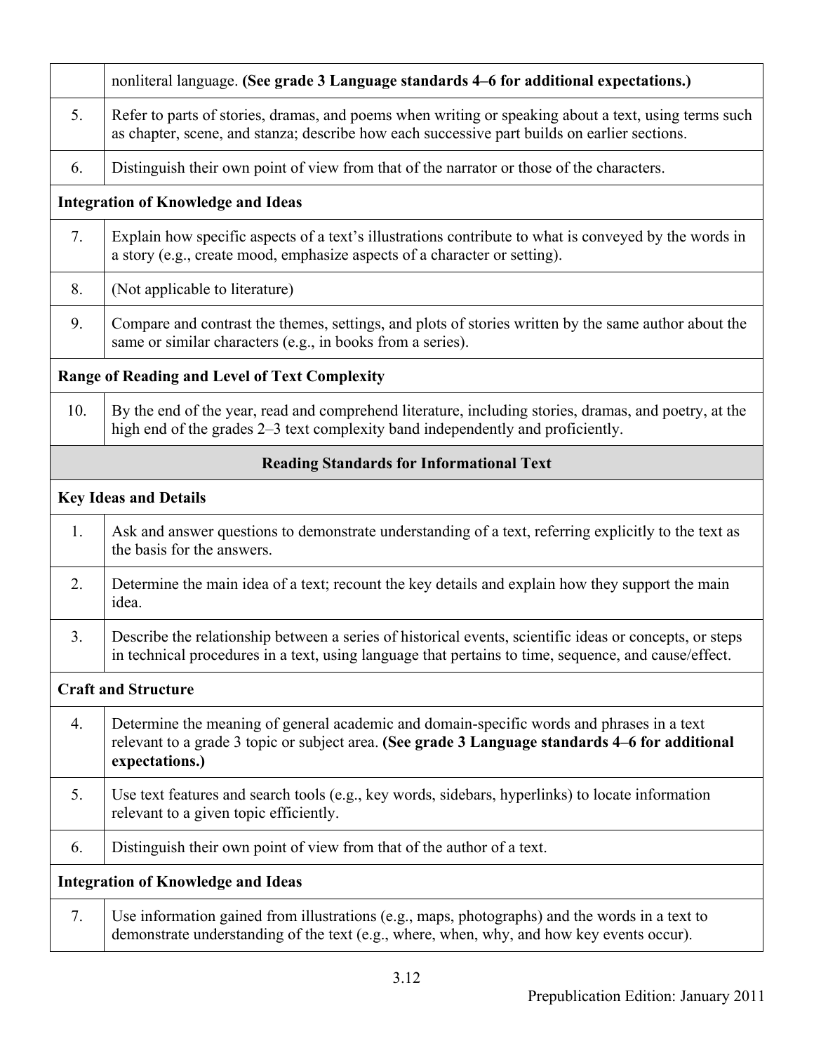| | |
|---|---|
| | nonliteral language. **(See grade 3 Language standards 4–6 for additional expectations.)** |
| 5. | Refer to parts of stories, dramas, and poems when writing or speaking about a text, using terms such as chapter, scene, and stanza; describe how each successive part builds on earlier sections. |
| 6. | Distinguish their own point of view from that of the narrator or those of the characters. |
| **Integration of Knowledge and Ideas** | |
| 7. | Explain how specific aspects of a text's illustrations contribute to what is conveyed by the words in a story (e.g., create mood, emphasize aspects of a character or setting). |
| 8. | (Not applicable to literature) |
| 9. | Compare and contrast the themes, settings, and plots of stories written by the same author about the same or similar characters (e.g., in books from a series). |
| **Range of Reading and Level of Text Complexity** | |
| 10. | By the end of the year, read and comprehend literature, including stories, dramas, and poetry, at the high end of the grades 2–3 text complexity band independently and proficiently. |
| **Reading Standards for Informational Text** | |
| **Key Ideas and Details** | |
| 1. | Ask and answer questions to demonstrate understanding of a text, referring explicitly to the text as the basis for the answers. |
| 2. | Determine the main idea of a text; recount the key details and explain how they support the main idea. |
| 3. | Describe the relationship between a series of historical events, scientific ideas or concepts, or steps in technical procedures in a text, using language that pertains to time, sequence, and cause/effect. |
| **Craft and Structure** | |
| 4. | Determine the meaning of general academic and domain-specific words and phrases in a text relevant to a grade 3 topic or subject area. **(See grade 3 Language standards 4–6 for additional expectations.)** |
| 5. | Use text features and search tools (e.g., key words, sidebars, hyperlinks) to locate information relevant to a given topic efficiently. |
| 6. | Distinguish their own point of view from that of the author of a text. |
| **Integration of Knowledge and Ideas** | |
| 7. | Use information gained from illustrations (e.g., maps, photographs) and the words in a text to demonstrate understanding of the text (e.g., where, when, why, and how key events occur). |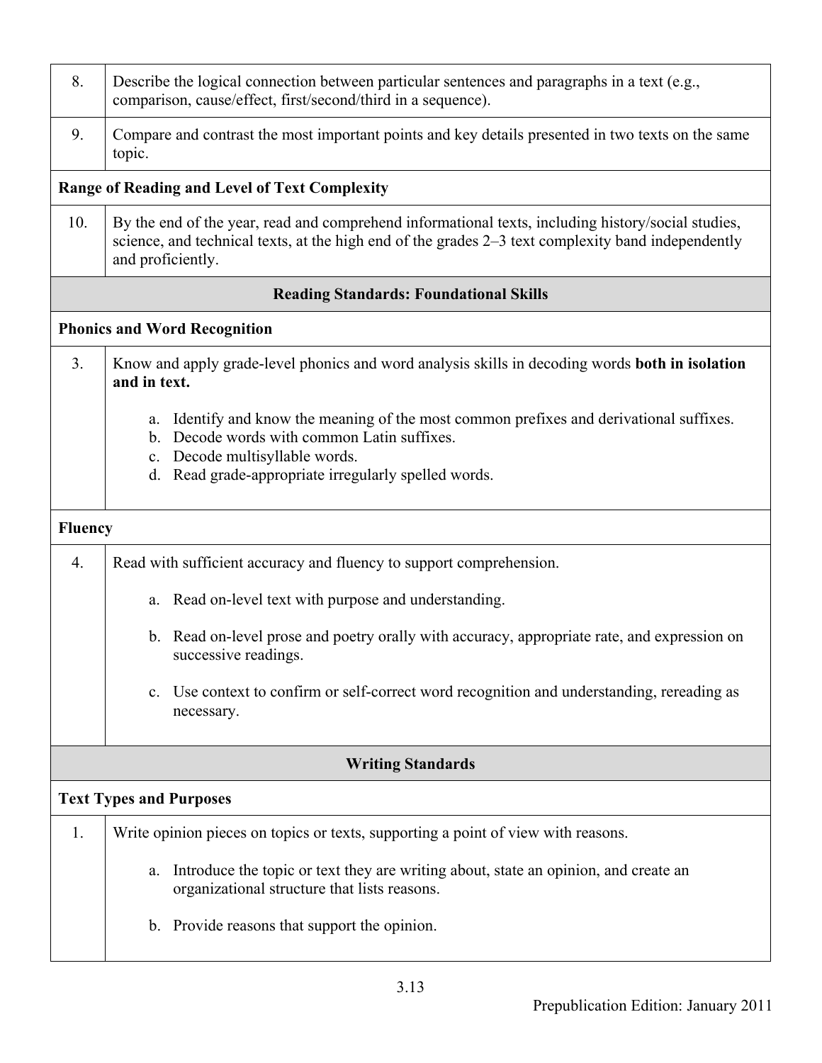| | |
|---|---|
| 8. | Describe the logical connection between particular sentences and paragraphs in a text (e.g., comparison, cause/effect, first/second/third in a sequence). |
| 9. | Compare and contrast the most important points and key details presented in two texts on the same topic. |
| **Range of Reading and Level of Text Complexity** | |
| 10. | By the end of the year, read and comprehend informational texts, including history/social studies, science, and technical texts, at the high end of the grades 2–3 text complexity band independently and proficiently. |

### Reading Standards: Foundational Skills

| | |
|---|---|
| **Phonics and Word Recognition** | |
| 3. | Know and apply grade-level phonics and word analysis skills in decoding words **both in isolation and in text.**<br><br>a. Identify and know the meaning of the most common prefixes and derivational suffixes.<br>b. Decode words with common Latin suffixes.<br>c. Decode multisyllable words.<br>d. Read grade-appropriate irregularly spelled words. |
| **Fluency** | |
| 4. | Read with sufficient accuracy and fluency to support comprehension.<br><br>a. Read on-level text with purpose and understanding.<br><br>b. Read on-level prose and poetry orally with accuracy, appropriate rate, and expression on successive readings.<br><br>c. Use context to confirm or self-correct word recognition and understanding, rereading as necessary. |

### Writing Standards

| | |
|---|---|
| **Text Types and Purposes** | |
| 1. | Write opinion pieces on topics or texts, supporting a point of view with reasons.<br><br>a. Introduce the topic or text they are writing about, state an opinion, and create an organizational structure that lists reasons.<br><br>b. Provide reasons that support the opinion. |

3.13

Prepublication Edition: January 2011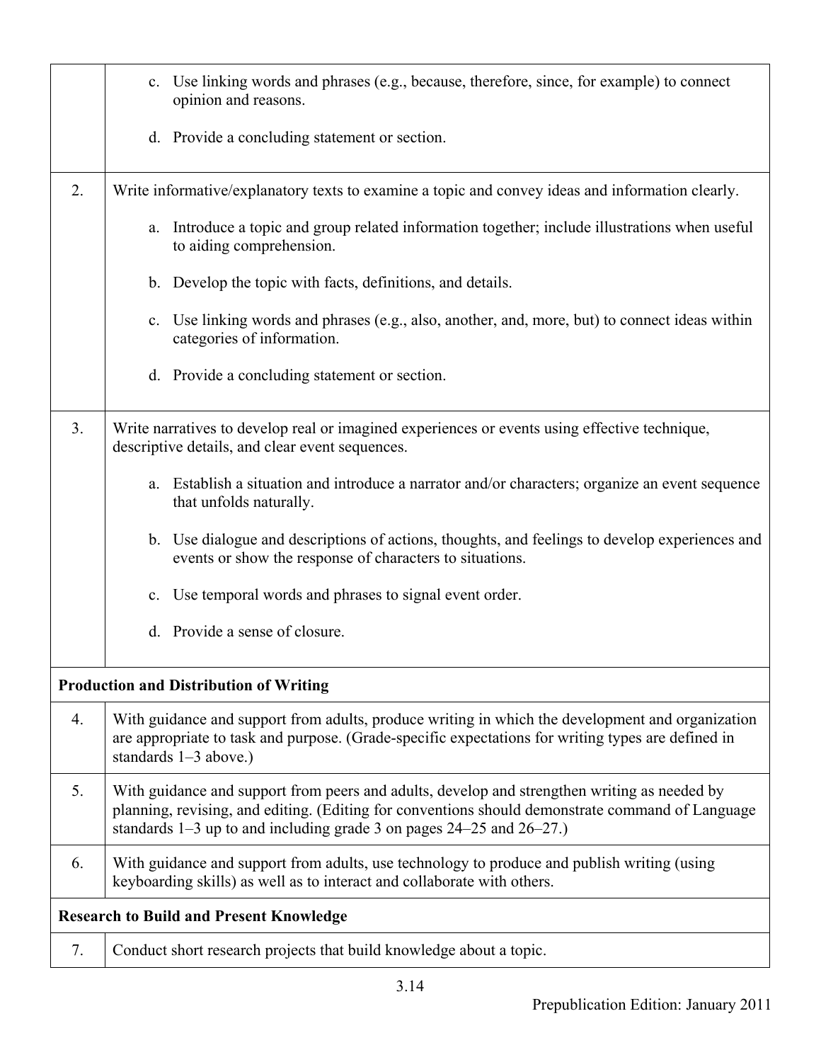| | |
|---|---|
| | c. Use linking words and phrases (e.g., because, therefore, since, for example) to connect opinion and reasons.<br><br>d. Provide a concluding statement or section. |
| 2. | Write informative/explanatory texts to examine a topic and convey ideas and information clearly.<br><br>a. Introduce a topic and group related information together; include illustrations when useful to aiding comprehension.<br><br>b. Develop the topic with facts, definitions, and details.<br><br>c. Use linking words and phrases (e.g., also, another, and, more, but) to connect ideas within categories of information.<br><br>d. Provide a concluding statement or section. |
| 3. | Write narratives to develop real or imagined experiences or events using effective technique, descriptive details, and clear event sequences.<br><br>a. Establish a situation and introduce a narrator and/or characters; organize an event sequence that unfolds naturally.<br><br>b. Use dialogue and descriptions of actions, thoughts, and feelings to develop experiences and events or show the response of characters to situations.<br><br>c. Use temporal words and phrases to signal event order.<br><br>d. Provide a sense of closure. |
| **Production and Distribution of Writing** | |
| 4. | With guidance and support from adults, produce writing in which the development and organization are appropriate to task and purpose. (Grade-specific expectations for writing types are defined in standards 1–3 above.) |
| 5. | With guidance and support from peers and adults, develop and strengthen writing as needed by planning, revising, and editing. (Editing for conventions should demonstrate command of Language standards 1–3 up to and including grade 3 on pages 24–25 and 26–27.) |
| 6. | With guidance and support from adults, use technology to produce and publish writing (using keyboarding skills) as well as to interact and collaborate with others. |
| **Research to Build and Present Knowledge** | |
| 7. | Conduct short research projects that build knowledge about a topic. |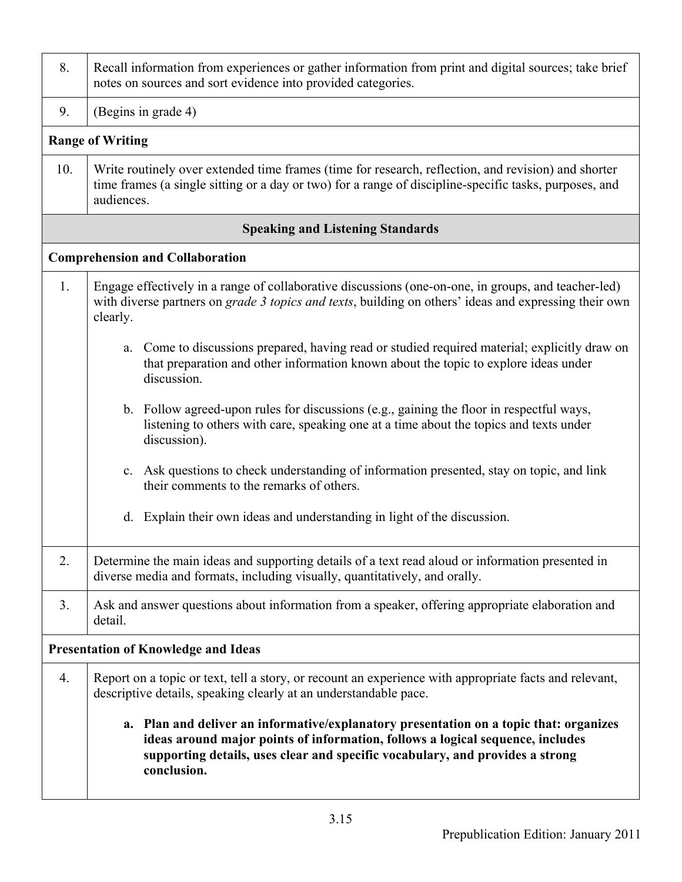| | |
|---|---|
| 8. | Recall information from experiences or gather information from print and digital sources; take brief notes on sources and sort evidence into provided categories. |
| 9. | (Begins in grade 4) |
| **Range of Writing** | |
| 10. | Write routinely over extended time frames (time for research, reflection, and revision) and shorter time frames (a single sitting or a day or two) for a range of discipline-specific tasks, purposes, and audiences. |
| **Speaking and Listening Standards** | |
| **Comprehension and Collaboration** | |
| 1. | Engage effectively in a range of collaborative discussions (one-on-one, in groups, and teacher-led) with diverse partners on *grade 3 topics and texts*, building on others' ideas and expressing their own clearly.<br><br>a. Come to discussions prepared, having read or studied required material; explicitly draw on that preparation and other information known about the topic to explore ideas under discussion.<br><br>b. Follow agreed-upon rules for discussions (e.g., gaining the floor in respectful ways, listening to others with care, speaking one at a time about the topics and texts under discussion).<br><br>c. Ask questions to check understanding of information presented, stay on topic, and link their comments to the remarks of others.<br><br>d. Explain their own ideas and understanding in light of the discussion. |
| 2. | Determine the main ideas and supporting details of a text read aloud or information presented in diverse media and formats, including visually, quantitatively, and orally. |
| 3. | Ask and answer questions about information from a speaker, offering appropriate elaboration and detail. |
| **Presentation of Knowledge and Ideas** | |
| 4. | Report on a topic or text, tell a story, or recount an experience with appropriate facts and relevant, descriptive details, speaking clearly at an understandable pace.<br><br>**a. Plan and deliver an informative/explanatory presentation on a topic that: organizes ideas around major points of information, follows a logical sequence, includes supporting details, uses clear and specific vocabulary, and provides a strong conclusion.** |

Prepublication Edition: January 2011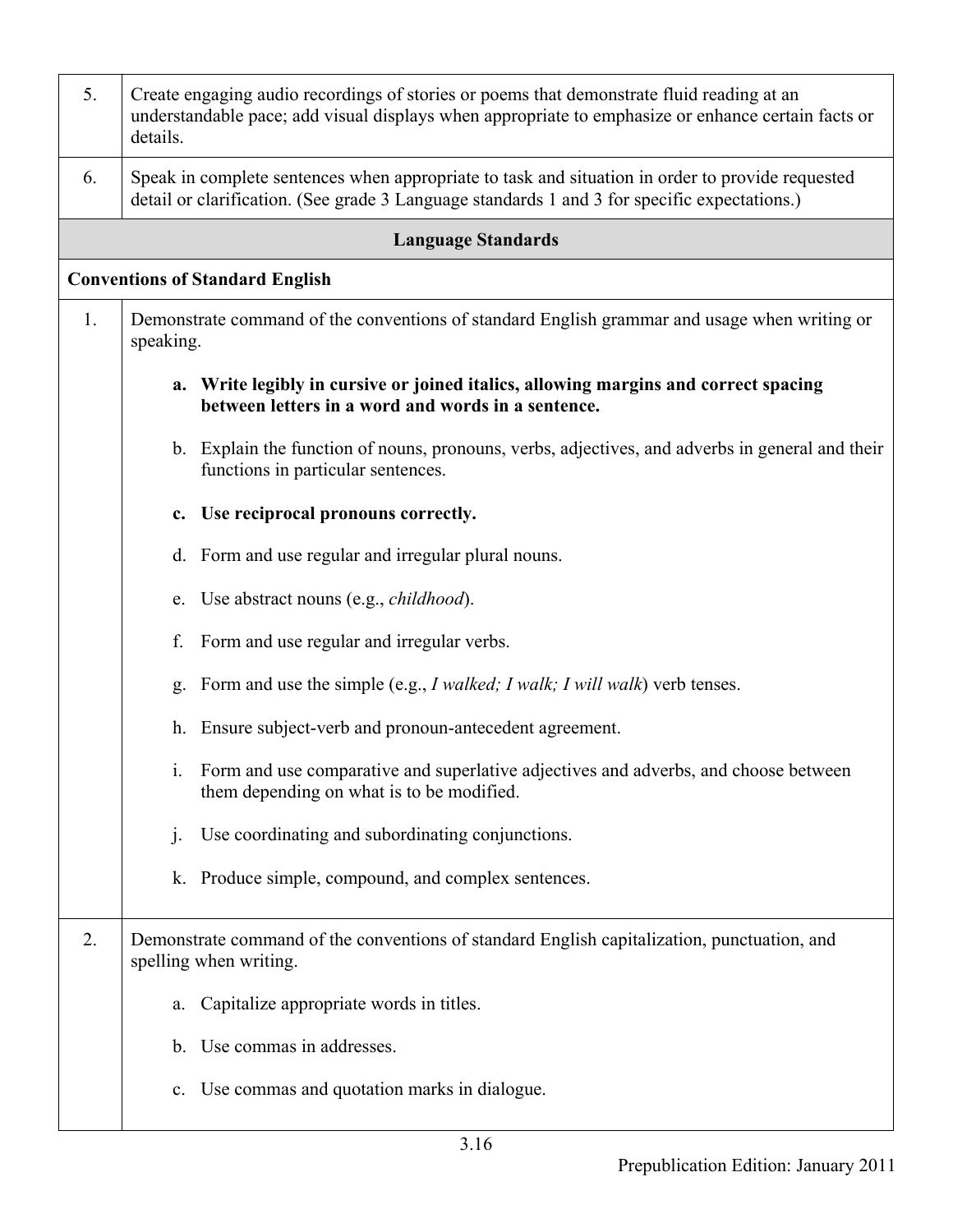| | |
|---|---|
| 5. | Create engaging audio recordings of stories or poems that demonstrate fluid reading at an understandable pace; add visual displays when appropriate to emphasize or enhance certain facts or details. |
| 6. | Speak in complete sentences when appropriate to task and situation in order to provide requested detail or clarification. (See grade 3 Language standards 1 and 3 for specific expectations.) |
| **Language Standards** | |
| **Conventions of Standard English** | |
| 1. | Demonstrate command of the conventions of standard English grammar and usage when writing or speaking.<br><br>**a. Write legibly in cursive or joined italics, allowing margins and correct spacing between letters in a word and words in a sentence.**<br><br>b. Explain the function of nouns, pronouns, verbs, adjectives, and adverbs in general and their functions in particular sentences.<br><br>**c. Use reciprocal pronouns correctly.**<br><br>d. Form and use regular and irregular plural nouns.<br><br>e. Use abstract nouns (e.g., *childhood*).<br><br>f. Form and use regular and irregular verbs.<br><br>g. Form and use the simple (e.g., *I walked; I walk; I will walk*) verb tenses.<br><br>h. Ensure subject-verb and pronoun-antecedent agreement.<br><br>i. Form and use comparative and superlative adjectives and adverbs, and choose between them depending on what is to be modified.<br><br>j. Use coordinating and subordinating conjunctions.<br><br>k. Produce simple, compound, and complex sentences. |
| 2. | Demonstrate command of the conventions of standard English capitalization, punctuation, and spelling when writing.<br><br>a. Capitalize appropriate words in titles.<br><br>b. Use commas in addresses.<br><br>c. Use commas and quotation marks in dialogue. |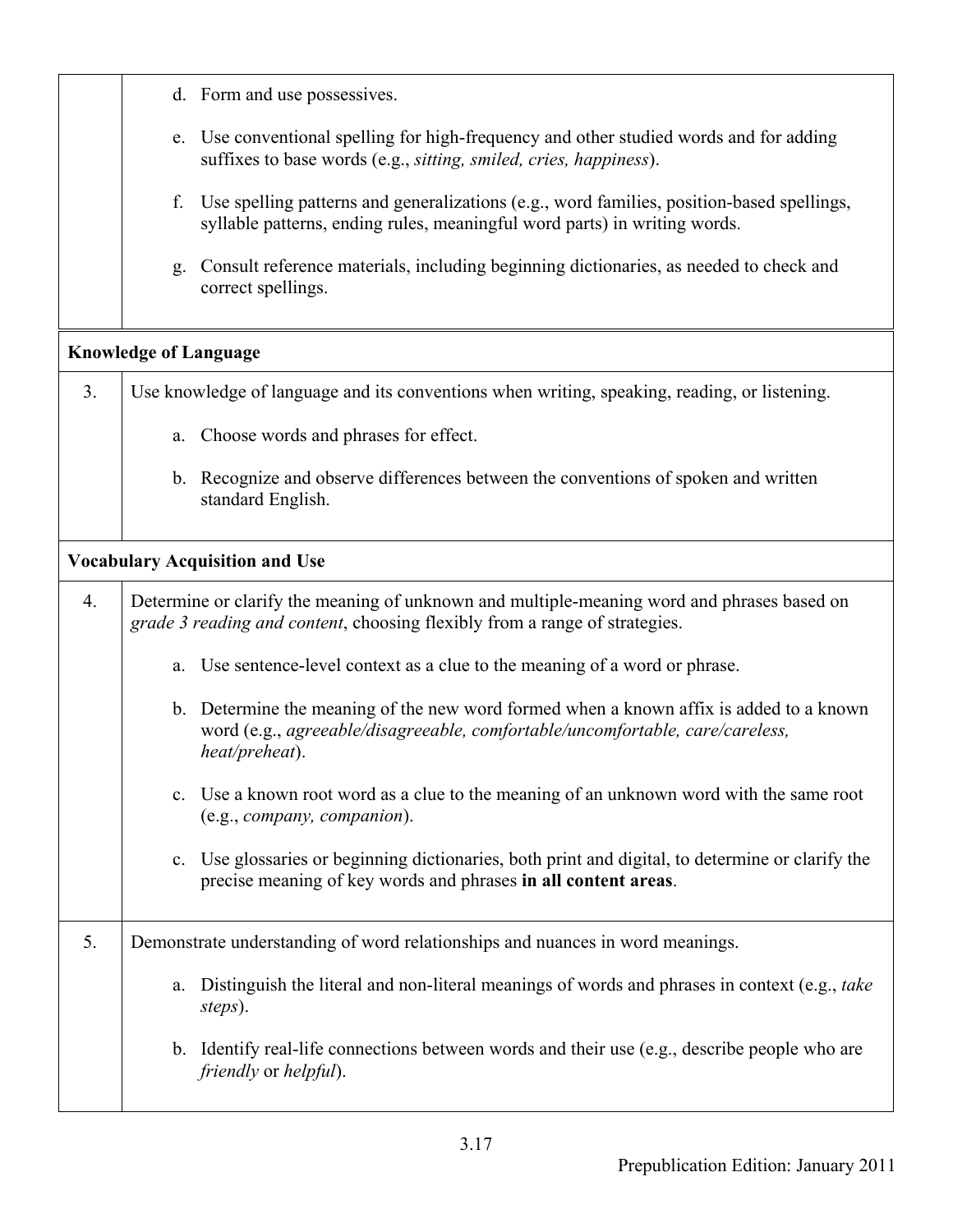| | |
|---|---|
| | d. Form and use possessives.<br><br>e. Use conventional spelling for high-frequency and other studied words and for adding suffixes to base words (e.g., *sitting, smiled, cries, happiness*).<br><br>f. Use spelling patterns and generalizations (e.g., word families, position-based spellings, syllable patterns, ending rules, meaningful word parts) in writing words.<br><br>g. Consult reference materials, including beginning dictionaries, as needed to check and correct spellings. |
| **Knowledge of Language** | |
| 3. | Use knowledge of language and its conventions when writing, speaking, reading, or listening.<br><br>a. Choose words and phrases for effect.<br><br>b. Recognize and observe differences between the conventions of spoken and written standard English. |
| **Vocabulary Acquisition and Use** | |
| 4. | Determine or clarify the meaning of unknown and multiple-meaning word and phrases based on *grade 3 reading and content*, choosing flexibly from a range of strategies.<br><br>a. Use sentence-level context as a clue to the meaning of a word or phrase.<br><br>b. Determine the meaning of the new word formed when a known affix is added to a known word (e.g., *agreeable/disagreeable, comfortable/uncomfortable, care/careless, heat/preheat*).<br><br>c. Use a known root word as a clue to the meaning of an unknown word with the same root (e.g., *company, companion*).<br><br>c. Use glossaries or beginning dictionaries, both print and digital, to determine or clarify the precise meaning of key words and phrases **in all content areas**. |
| 5. | Demonstrate understanding of word relationships and nuances in word meanings.<br><br>a. Distinguish the literal and non-literal meanings of words and phrases in context (e.g., *take steps*).<br><br>b. Identify real-life connections between words and their use (e.g., describe people who are *friendly* or *helpful*). |

Prepublication Edition: January 2011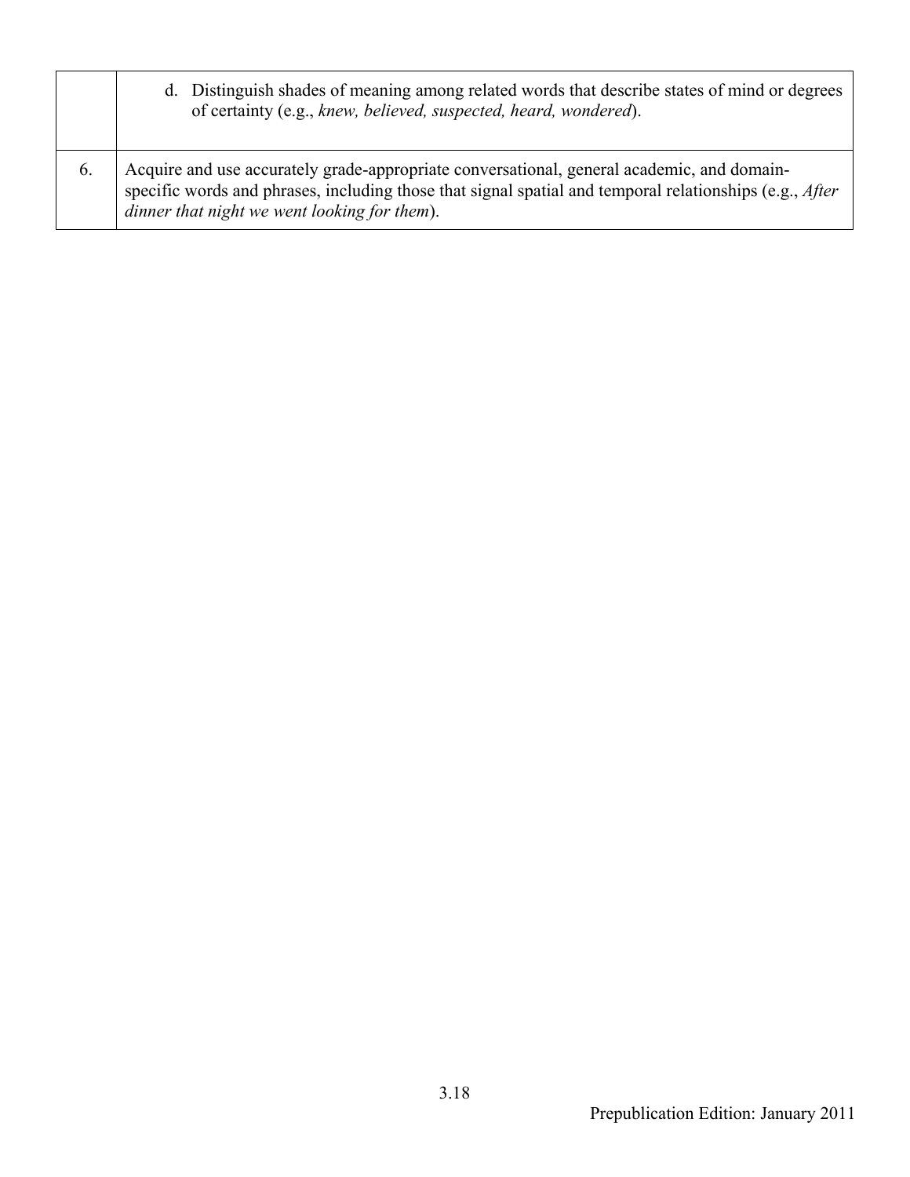| | |
|---|---|
| | d. Distinguish shades of meaning among related words that describe states of mind or degrees of certainty (e.g., *knew, believed, suspected, heard, wondered*). |
| 6. | Acquire and use accurately grade-appropriate conversational, general academic, and domain-specific words and phrases, including those that signal spatial and temporal relationships (e.g., *After dinner that night we went looking for them*). |

Prepublication Edition: January 2011